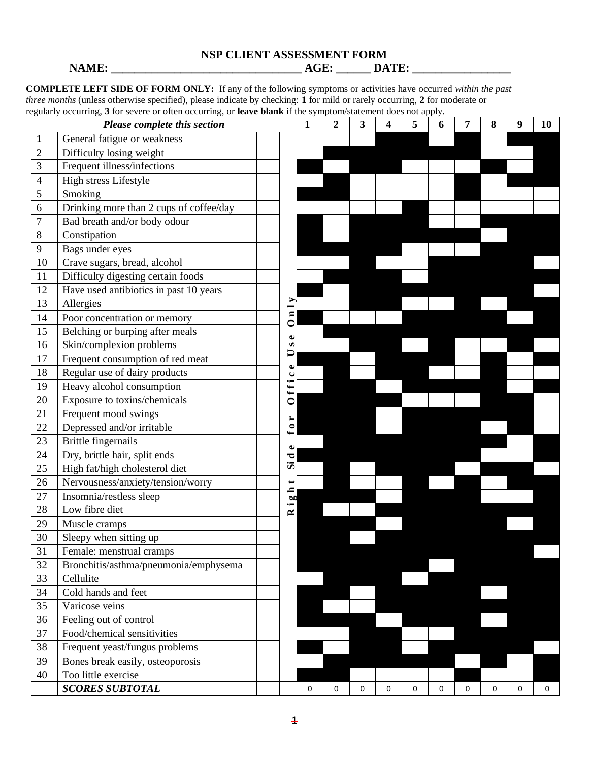# NSP CLIENT ASSESSMENT FORM

**NAME: ________________________________ AGE: ______ DATE: _________________**

**COMPLETE LEFT SIDE OF FORM ONLY:** If any of the following symptoms or activities have occurred *within the past three months* (unless otherwise specified), please indicate by checking: **1** for mild or rarely occurring, **2** for moderate or regularly occurring, **3** for severe or often occurring, or **leave blank** if the symptom/statement does not apply.

| | *Please complete this section* | | Right Side for Office Use Only | 1 | 2 | 3 | 4 | 5 | 6 | 7 | 8 | 9 | 10 |
|---|---|---|---|---|---|---|---|---|---|---|---|---|---|
| 1 | General fatigue or weakness | | | | | | | | | | | | |
| 2 | Difficulty losing weight | | | | | | | | | | | | |
| 3 | Frequent illness/infections | | | | | | | | | | | | |
| 4 | High stress Lifestyle | | | | | | | | | | | | |
| 5 | Smoking | | | | | | | | | | | | |
| 6 | Drinking more than 2 cups of coffee/day | | | | | | | | | | | | |
| 7 | Bad breath and/or body odour | | | | | | | | | | | | |
| 8 | Constipation | | | | | | | | | | | | |
| 9 | Bags under eyes | | | | | | | | | | | | |
| 10 | Crave sugars, bread, alcohol | | | | | | | | | | | | |
| 11 | Difficulty digesting certain foods | | | | | | | | | | | | |
| 12 | Have used antibiotics in past 10 years | | | | | | | | | | | | |
| 13 | Allergies | | | | | | | | | | | | |
| 14 | Poor concentration or memory | | | | | | | | | | | | |
| 15 | Belching or burping after meals | | | | | | | | | | | | |
| 16 | Skin/complexion problems | | | | | | | | | | | | |
| 17 | Frequent consumption of red meat | | | | | | | | | | | | |
| 18 | Regular use of dairy products | | | | | | | | | | | | |
| 19 | Heavy alcohol consumption | | | | | | | | | | | | |
| 20 | Exposure to toxins/chemicals | | | | | | | | | | | | |
| 21 | Frequent mood swings | | | | | | | | | | | | |
| 22 | Depressed and/or irritable | | | | | | | | | | | | |
| 23 | Brittle fingernails | | | | | | | | | | | | |
| 24 | Dry, brittle hair, split ends | | | | | | | | | | | | |
| 25 | High fat/high cholesterol diet | | | | | | | | | | | | |
| 26 | Nervousness/anxiety/tension/worry | | | | | | | | | | | | |
| 27 | Insomnia/restless sleep | | | | | | | | | | | | |
| 28 | Low fibre diet | | | | | | | | | | | | |
| 29 | Muscle cramps | | | | | | | | | | | | |
| 30 | Sleepy when sitting up | | | | | | | | | | | | |
| 31 | Female: menstrual cramps | | | | | | | | | | | | |
| 32 | Bronchitis/asthma/pneumonia/emphysema | | | | | | | | | | | | |
| 33 | Cellulite | | | | | | | | | | | | |
| 34 | Cold hands and feet | | | | | | | | | | | | |
| 35 | Varicose veins | | | | | | | | | | | | |
| 36 | Feeling out of control | | | | | | | | | | | | |
| 37 | Food/chemical sensitivities | | | | | | | | | | | | |
| 38 | Frequent yeast/fungus problems | | | | | | | | | | | | |
| 39 | Bones break easily, osteoporosis | | | | | | | | | | | | |
| 40 | Too little exercise | | | | | | | | | | | | |
| | ***SCORES SUBTOTAL*** | | | 0 | 0 | 0 | 0 | 0 | 0 | 0 | 0 | 0 | 0 |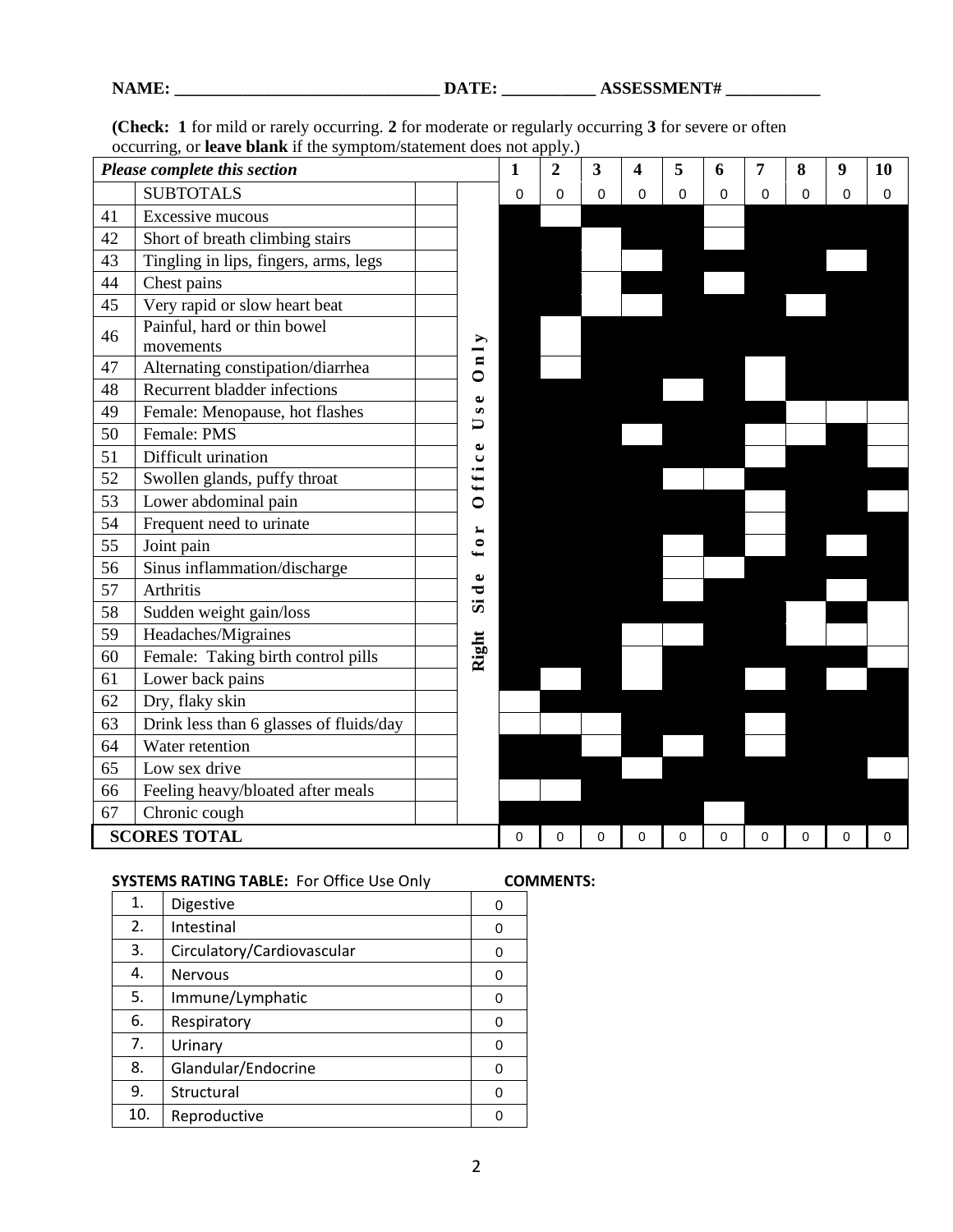**NAME: _______________________________ DATE: ___________ ASSESSMENT# ___________**

**(Check: 1** for mild or rarely occurring. **2** for moderate or regularly occurring **3** for severe or often occurring, or **leave blank** if the symptom/statement does not apply.)

| *Please complete this section* | | | Right Side for Office Use Only | 1 | 2 | 3 | 4 | 5 | 6 | 7 | 8 | 9 | 10 |
|---|---|---|---|---|---|---|---|---|---|---|---|---|---|
| | SUBTOTALS | | | 0 | 0 | 0 | 0 | 0 | 0 | 0 | 0 | 0 | 0 |
| 41 | Excessive mucous | | | | | | | | | | | | |
| 42 | Short of breath climbing stairs | | | | | | | | | | | | |
| 43 | Tingling in lips, fingers, arms, legs | | | | | | | | | | | | |
| 44 | Chest pains | | | | | | | | | | | | |
| 45 | Very rapid or slow heart beat | | | | | | | | | | | | |
| 46 | Painful, hard or thin bowel movements | | | | | | | | | | | | |
| 47 | Alternating constipation/diarrhea | | | | | | | | | | | | |
| 48 | Recurrent bladder infections | | | | | | | | | | | | |
| 49 | Female: Menopause, hot flashes | | | | | | | | | | | | |
| 50 | Female: PMS | | | | | | | | | | | | |
| 51 | Difficult urination | | | | | | | | | | | | |
| 52 | Swollen glands, puffy throat | | | | | | | | | | | | |
| 53 | Lower abdominal pain | | | | | | | | | | | | |
| 54 | Frequent need to urinate | | | | | | | | | | | | |
| 55 | Joint pain | | | | | | | | | | | | |
| 56 | Sinus inflammation/discharge | | | | | | | | | | | | |
| 57 | Arthritis | | | | | | | | | | | | |
| 58 | Sudden weight gain/loss | | | | | | | | | | | | |
| 59 | Headaches/Migraines | | | | | | | | | | | | |
| 60 | Female: Taking birth control pills | | | | | | | | | | | | |
| 61 | Lower back pains | | | | | | | | | | | | |
| 62 | Dry, flaky skin | | | | | | | | | | | | |
| 63 | Drink less than 6 glasses of fluids/day | | | | | | | | | | | | |
| 64 | Water retention | | | | | | | | | | | | |
| 65 | Low sex drive | | | | | | | | | | | | |
| 66 | Feeling heavy/bloated after meals | | | | | | | | | | | | |
| 67 | Chronic cough | | | | | | | | | | | | |
| **SCORES TOTAL** | | | | 0 | 0 | 0 | 0 | 0 | 0 | 0 | 0 | 0 | 0 |

**SYSTEMS RATING TABLE:** For Office Use Only

| | | |
|---|---|---|
| 1. | Digestive | 0 |
| 2. | Intestinal | 0 |
| 3. | Circulatory/Cardiovascular | 0 |
| 4. | Nervous | 0 |
| 5. | Immune/Lymphatic | 0 |
| 6. | Respiratory | 0 |
| 7. | Urinary | 0 |
| 8. | Glandular/Endocrine | 0 |
| 9. | Structural | 0 |
| 10. | Reproductive | 0 |

**COMMENTS:**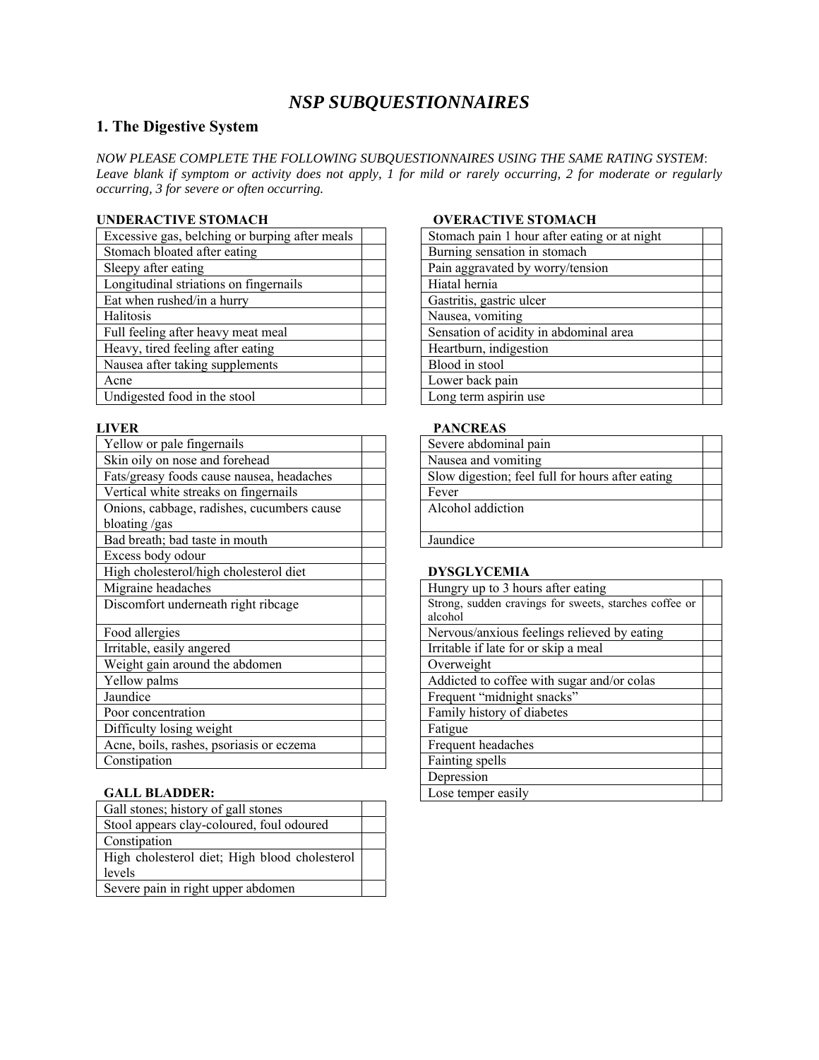# *NSP SUBQUESTIONNAIRES*

## 1. The Digestive System

*NOW PLEASE COMPLETE THE FOLLOWING SUBQUESTIONNAIRES USING THE SAME RATING SYSTEM*: *Leave blank if symptom or activity does not apply, 1 for mild or rarely occurring, 2 for moderate or regularly occurring, 3 for severe or often occurring.*

**UNDERACTIVE STOMACH**

| | |
|---|---|
| Excessive gas, belching or burping after meals | |
| Stomach bloated after eating | |
| Sleepy after eating | |
| Longitudinal striations on fingernails | |
| Eat when rushed/in a hurry | |
| Halitosis | |
| Full feeling after heavy meat meal | |
| Heavy, tired feeling after eating | |
| Nausea after taking supplements | |
| Acne | |
| Undigested food in the stool | |

**LIVER**

| | |
|---|---|
| Yellow or pale fingernails | |
| Skin oily on nose and forehead | |
| Fats/greasy foods cause nausea, headaches | |
| Vertical white streaks on fingernails | |
| Onions, cabbage, radishes, cucumbers cause bloating /gas | |
| Bad breath; bad taste in mouth | |
| Excess body odour | |
| High cholesterol/high cholesterol diet | |
| Migraine headaches | |
| Discomfort underneath right ribcage | |
| Food allergies | |
| Irritable, easily angered | |
| Weight gain around the abdomen | |
| Yellow palms | |
| Jaundice | |
| Poor concentration | |
| Difficulty losing weight | |
| Acne, boils, rashes, psoriasis or eczema | |
| Constipation | |

**GALL BLADDER:**

| | |
|---|---|
| Gall stones; history of gall stones | |
| Stool appears clay-coloured, foul odoured | |
| Constipation | |
| High cholesterol diet; High blood cholesterol levels | |
| Severe pain in right upper abdomen | |

**OVERACTIVE STOMACH**

| | |
|---|---|
| Stomach pain 1 hour after eating or at night | |
| Burning sensation in stomach | |
| Pain aggravated by worry/tension | |
| Hiatal hernia | |
| Gastritis, gastric ulcer | |
| Nausea, vomiting | |
| Sensation of acidity in abdominal area | |
| Heartburn, indigestion | |
| Blood in stool | |
| Lower back pain | |
| Long term aspirin use | |

**PANCREAS**

| | |
|---|---|
| Severe abdominal pain | |
| Nausea and vomiting | |
| Slow digestion; feel full for hours after eating | |
| Fever | |
| Alcohol addiction | |
| Jaundice | |

**DYSGLYCEMIA**

| | |
|---|---|
| Hungry up to 3 hours after eating | |
| Strong, sudden cravings for sweets, starches coffee or alcohol | |
| Nervous/anxious feelings relieved by eating | |
| Irritable if late for or skip a meal | |
| Overweight | |
| Addicted to coffee with sugar and/or colas | |
| Frequent "midnight snacks" | |
| Family history of diabetes | |
| Fatigue | |
| Frequent headaches | |
| Fainting spells | |
| Depression | |
| Lose temper easily | |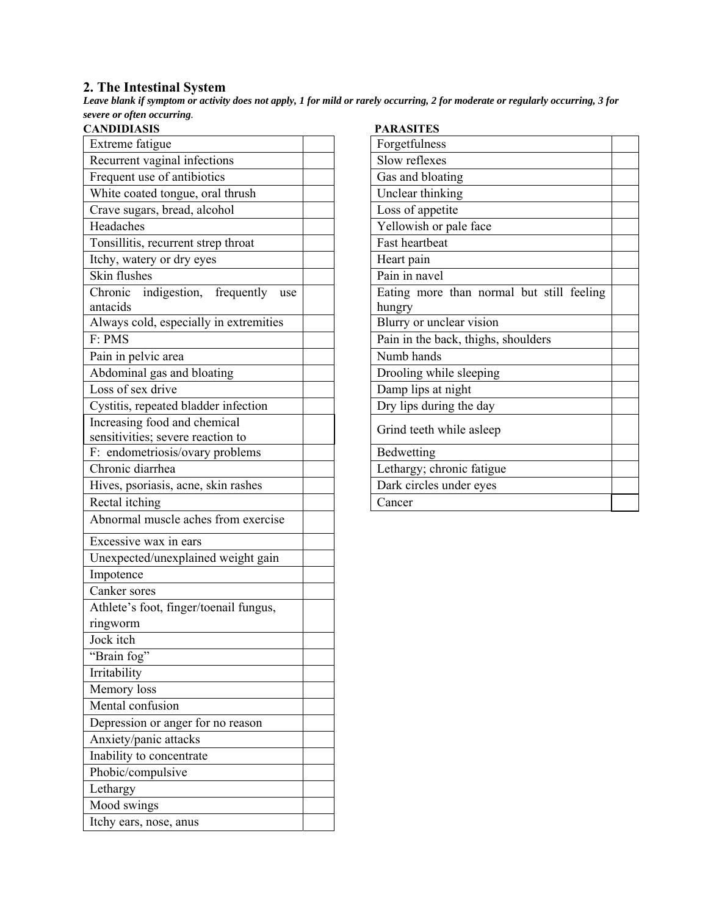## 2. The Intestinal System

***Leave blank if symptom or activity does not apply, 1 for mild or rarely occurring, 2 for moderate or regularly occurring, 3 for severe or often occurring*.**

**CANDIDIASIS**

| Symptom | |
|---|---|
| Extreme fatigue | |
| Recurrent vaginal infections | |
| Frequent use of antibiotics | |
| White coated tongue, oral thrush | |
| Crave sugars, bread, alcohol | |
| Headaches | |
| Tonsillitis, recurrent strep throat | |
| Itchy, watery or dry eyes | |
| Skin flushes | |
| Chronic indigestion, frequently use antacids | |
| Always cold, especially in extremities | |
| F: PMS | |
| Pain in pelvic area | |
| Abdominal gas and bloating | |
| Loss of sex drive | |
| Cystitis, repeated bladder infection | |
| Increasing food and chemical sensitivities; severe reaction to | |
| F: endometriosis/ovary problems | |
| Chronic diarrhea | |
| Hives, psoriasis, acne, skin rashes | |
| Rectal itching | |
| Abnormal muscle aches from exercise | |
| Excessive wax in ears | |
| Unexpected/unexplained weight gain | |
| Impotence | |
| Canker sores | |
| Athlete's foot, finger/toenail fungus, ringworm | |
| Jock itch | |
| "Brain fog" | |
| Irritability | |
| Memory loss | |
| Mental confusion | |
| Depression or anger for no reason | |
| Anxiety/panic attacks | |
| Inability to concentrate | |
| Phobic/compulsive | |
| Lethargy | |
| Mood swings | |
| Itchy ears, nose, anus | |

**PARASITES**

| Symptom | |
|---|---|
| Forgetfulness | |
| Slow reflexes | |
| Gas and bloating | |
| Unclear thinking | |
| Loss of appetite | |
| Yellowish or pale face | |
| Fast heartbeat | |
| Heart pain | |
| Pain in navel | |
| Eating more than normal but still feeling hungry | |
| Blurry or unclear vision | |
| Pain in the back, thighs, shoulders | |
| Numb hands | |
| Drooling while sleeping | |
| Damp lips at night | |
| Dry lips during the day | |
| Grind teeth while asleep | |
| Bedwetting | |
| Lethargy; chronic fatigue | |
| Dark circles under eyes | |
| Cancer | |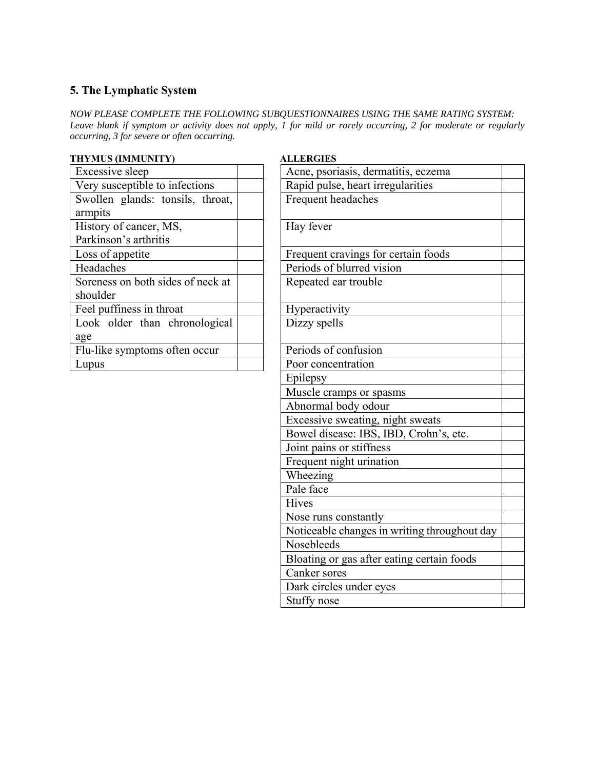## 5. The Lymphatic System

*NOW PLEASE COMPLETE THE FOLLOWING SUBQUESTIONNAIRES USING THE SAME RATING SYSTEM: Leave blank if symptom or activity does not apply, 1 for mild or rarely occurring, 2 for moderate or regularly occurring, 3 for severe or often occurring.*

**THYMUS (IMMUNITY)**

| Symptom | Rating |
|---|---|
| Excessive sleep | |
| Very susceptible to infections | |
| Swollen glands: tonsils, throat, armpits | |
| History of cancer, MS, Parkinson's arthritis | |
| Loss of appetite | |
| Headaches | |
| Soreness on both sides of neck at shoulder | |
| Feel puffiness in throat | |
| Look older than chronological age | |
| Flu-like symptoms often occur | |
| Lupus | |

**ALLERGIES**

| Symptom | Rating |
|---|---|
| Acne, psoriasis, dermatitis, eczema | |
| Rapid pulse, heart irregularities | |
| Frequent headaches | |
| Hay fever | |
| Frequent cravings for certain foods | |
| Periods of blurred vision | |
| Repeated ear trouble | |
| Hyperactivity | |
| Dizzy spells | |
| Periods of confusion | |
| Poor concentration | |
| Epilepsy | |
| Muscle cramps or spasms | |
| Abnormal body odour | |
| Excessive sweating, night sweats | |
| Bowel disease: IBS, IBD, Crohn's, etc. | |
| Joint pains or stiffness | |
| Frequent night urination | |
| Wheezing | |
| Pale face | |
| Hives | |
| Nose runs constantly | |
| Noticeable changes in writing throughout day | |
| Nosebleeds | |
| Bloating or gas after eating certain foods | |
| Canker sores | |
| Dark circles under eyes | |
| Stuffy nose | |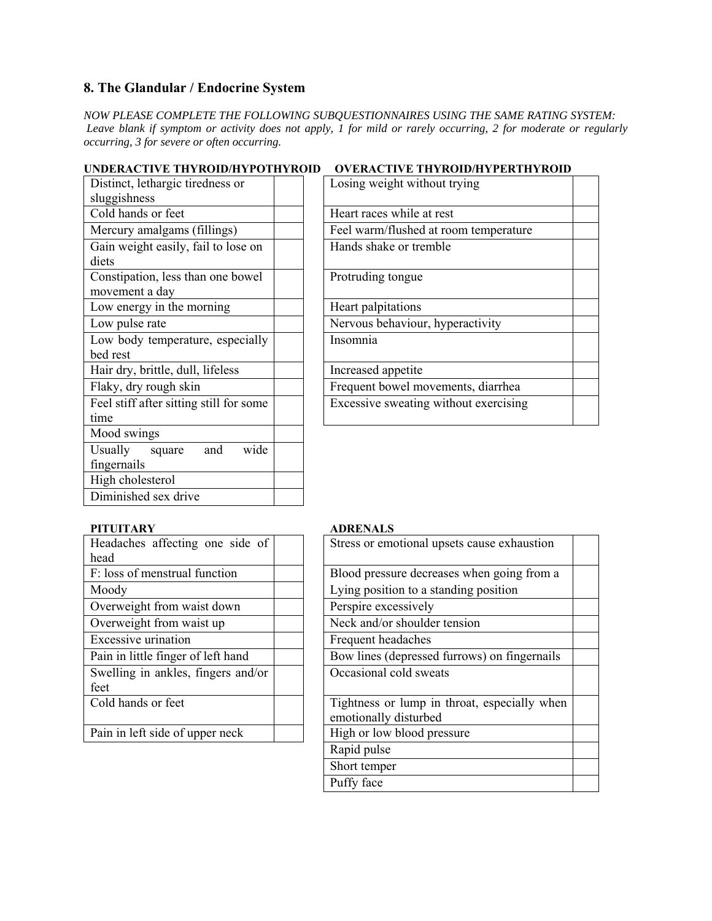## 8. The Glandular / Endocrine System

*NOW PLEASE COMPLETE THE FOLLOWING SUBQUESTIONNAIRES USING THE SAME RATING SYSTEM: Leave blank if symptom or activity does not apply, 1 for mild or rarely occurring, 2 for moderate or regularly occurring, 3 for severe or often occurring.*

**UNDERACTIVE THYROID/HYPOTHYROID**

| Symptom | Rating |
| --- | --- |
| Distinct, lethargic tiredness or sluggishness | |
| Cold hands or feet | |
| Mercury amalgams (fillings) | |
| Gain weight easily, fail to lose on diets | |
| Constipation, less than one bowel movement a day | |
| Low energy in the morning | |
| Low pulse rate | |
| Low body temperature, especially bed rest | |
| Hair dry, brittle, dull, lifeless | |
| Flaky, dry rough skin | |
| Feel stiff after sitting still for some time | |
| Mood swings | |
| Usually square and wide fingernails | |
| High cholesterol | |
| Diminished sex drive | |

**OVERACTIVE THYROID/HYPERTHYROID**

| Symptom | Rating |
| --- | --- |
| Losing weight without trying | |
| Heart races while at rest | |
| Feel warm/flushed at room temperature | |
| Hands shake or tremble | |
| Protruding tongue | |
| Heart palpitations | |
| Nervous behaviour, hyperactivity | |
| Insomnia | |
| Increased appetite | |
| Frequent bowel movements, diarrhea | |
| Excessive sweating without exercising | |

**PITUITARY**

| Symptom | Rating |
| --- | --- |
| Headaches affecting one side of head | |
| F: loss of menstrual function | |
| Moody | |
| Overweight from waist down | |
| Overweight from waist up | |
| Excessive urination | |
| Pain in little finger of left hand | |
| Swelling in ankles, fingers and/or feet | |
| Cold hands or feet | |
| Pain in left side of upper neck | |

**ADRENALS**

| Symptom | Rating |
| --- | --- |
| Stress or emotional upsets cause exhaustion | |
| Blood pressure decreases when going from a Lying position to a standing position | |
| Perspire excessively | |
| Neck and/or shoulder tension | |
| Frequent headaches | |
| Bow lines (depressed furrows) on fingernails | |
| Occasional cold sweats | |
| Tightness or lump in throat, especially when emotionally disturbed | |
| High or low blood pressure | |
| Rapid pulse | |
| Short temper | |
| Puffy face | |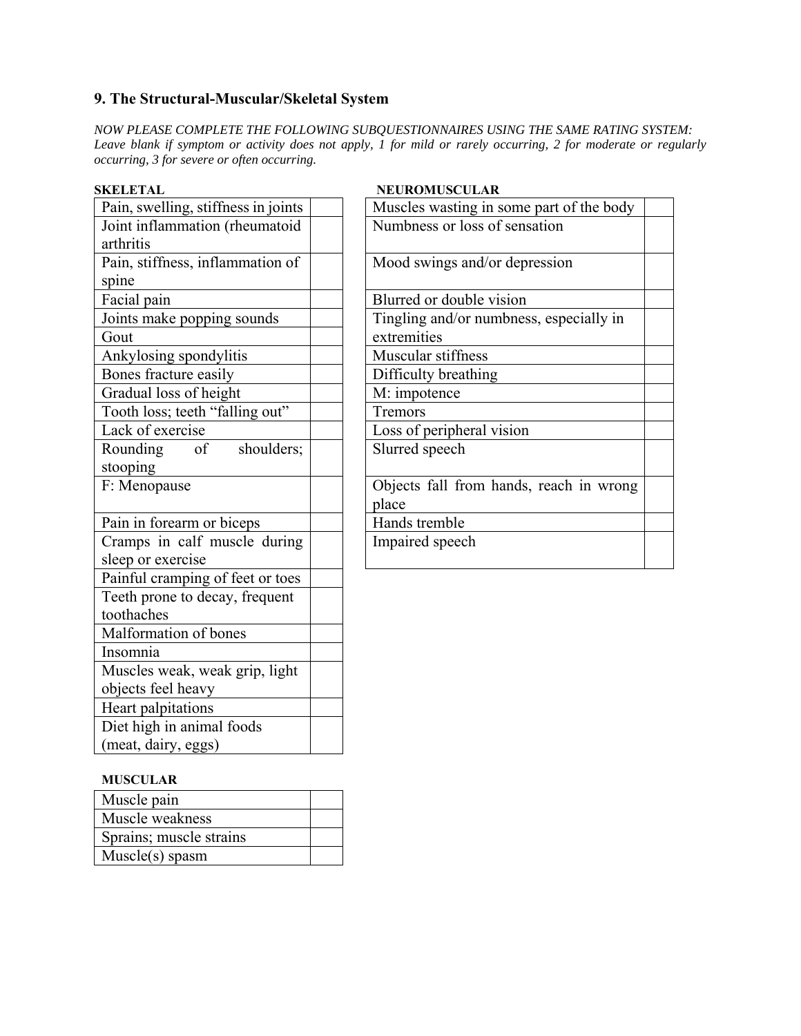## 9. The Structural-Muscular/Skeletal System

*NOW PLEASE COMPLETE THE FOLLOWING SUBQUESTIONNAIRES USING THE SAME RATING SYSTEM: Leave blank if symptom or activity does not apply, 1 for mild or rarely occurring, 2 for moderate or regularly occurring, 3 for severe or often occurring.*

**SKELETAL**

| | |
|---|---|
| Pain, swelling, stiffness in joints | |
| Joint inflammation (rheumatoid arthritis | |
| Pain, stiffness, inflammation of spine | |
| Facial pain | |
| Joints make popping sounds | |
| Gout | |
| Ankylosing spondylitis | |
| Bones fracture easily | |
| Gradual loss of height | |
| Tooth loss; teeth "falling out" | |
| Lack of exercise | |
| Rounding of shoulders; stooping | |
| F: Menopause | |
| Pain in forearm or biceps | |
| Cramps in calf muscle during sleep or exercise | |
| Painful cramping of feet or toes | |
| Teeth prone to decay, frequent toothaches | |
| Malformation of bones | |
| Insomnia | |
| Muscles weak, weak grip, light objects feel heavy | |
| Heart palpitations | |
| Diet high in animal foods (meat, dairy, eggs) | |

**MUSCULAR**

| | |
|---|---|
| Muscle pain | |
| Muscle weakness | |
| Sprains; muscle strains | |
| Muscle(s) spasm | |

**NEUROMUSCULAR**

| | |
|---|---|
| Muscles wasting in some part of the body | |
| Numbness or loss of sensation | |
| Mood swings and/or depression | |
| Blurred or double vision | |
| Tingling and/or numbness, especially in extremities | |
| Muscular stiffness | |
| Difficulty breathing | |
| M: impotence | |
| Tremors | |
| Loss of peripheral vision | |
| Slurred speech | |
| Objects fall from hands, reach in wrong place | |
| Hands tremble | |
| Impaired speech | |